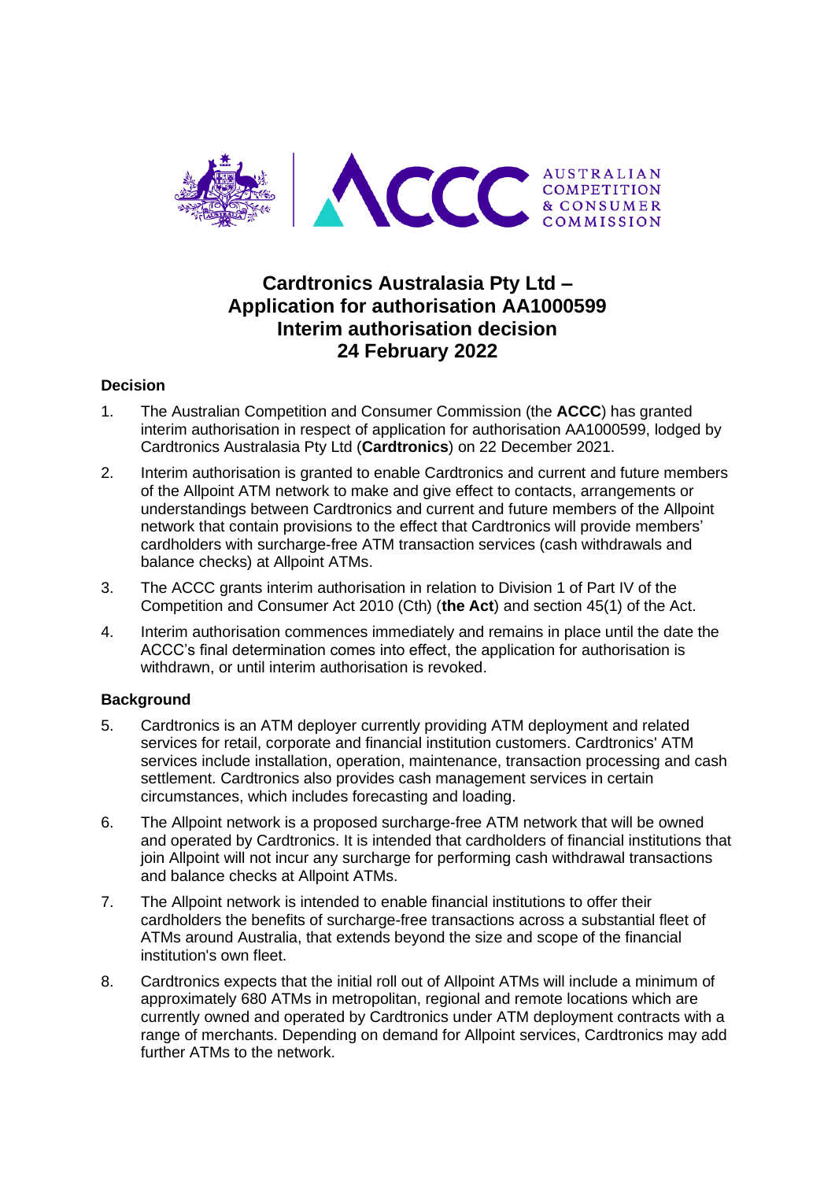# Cardtronics Australasia Pty Ltd – Application for authorisation AA1000599 Interim authorisation decision 24 February 2022

## Decision

1. The Australian Competition and Consumer Commission (the **ACCC**) has granted interim authorisation in respect of application for authorisation AA1000599, lodged by Cardtronics Australasia Pty Ltd (**Cardtronics**) on 22 December 2021.

2. Interim authorisation is granted to enable Cardtronics and current and future members of the Allpoint ATM network to make and give effect to contacts, arrangements or understandings between Cardtronics and current and future members of the Allpoint network that contain provisions to the effect that Cardtronics will provide members' cardholders with surcharge-free ATM transaction services (cash withdrawals and balance checks) at Allpoint ATMs.

3. The ACCC grants interim authorisation in relation to Division 1 of Part IV of the Competition and Consumer Act 2010 (Cth) (**the Act**) and section 45(1) of the Act.

4. Interim authorisation commences immediately and remains in place until the date the ACCC's final determination comes into effect, the application for authorisation is withdrawn, or until interim authorisation is revoked.

## Background

5. Cardtronics is an ATM deployer currently providing ATM deployment and related services for retail, corporate and financial institution customers. Cardtronics' ATM services include installation, operation, maintenance, transaction processing and cash settlement. Cardtronics also provides cash management services in certain circumstances, which includes forecasting and loading.

6. The Allpoint network is a proposed surcharge-free ATM network that will be owned and operated by Cardtronics. It is intended that cardholders of financial institutions that join Allpoint will not incur any surcharge for performing cash withdrawal transactions and balance checks at Allpoint ATMs.

7. The Allpoint network is intended to enable financial institutions to offer their cardholders the benefits of surcharge-free transactions across a substantial fleet of ATMs around Australia, that extends beyond the size and scope of the financial institution's own fleet.

8. Cardtronics expects that the initial roll out of Allpoint ATMs will include a minimum of approximately 680 ATMs in metropolitan, regional and remote locations which are currently owned and operated by Cardtronics under ATM deployment contracts with a range of merchants. Depending on demand for Allpoint services, Cardtronics may add further ATMs to the network.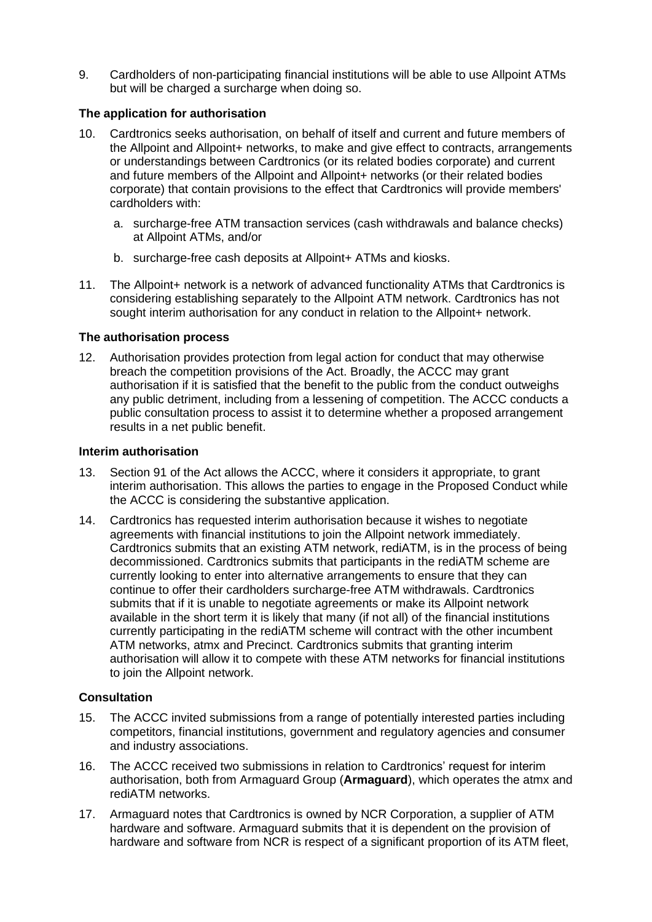9. Cardholders of non-participating financial institutions will be able to use Allpoint ATMs but will be charged a surcharge when doing so.

### The application for authorisation

10. Cardtronics seeks authorisation, on behalf of itself and current and future members of the Allpoint and Allpoint+ networks, to make and give effect to contracts, arrangements or understandings between Cardtronics (or its related bodies corporate) and current and future members of the Allpoint and Allpoint+ networks (or their related bodies corporate) that contain provisions to the effect that Cardtronics will provide members' cardholders with:

    a. surcharge-free ATM transaction services (cash withdrawals and balance checks) at Allpoint ATMs, and/or

    b. surcharge-free cash deposits at Allpoint+ ATMs and kiosks.

11. The Allpoint+ network is a network of advanced functionality ATMs that Cardtronics is considering establishing separately to the Allpoint ATM network. Cardtronics has not sought interim authorisation for any conduct in relation to the Allpoint+ network.

### The authorisation process

12. Authorisation provides protection from legal action for conduct that may otherwise breach the competition provisions of the Act. Broadly, the ACCC may grant authorisation if it is satisfied that the benefit to the public from the conduct outweighs any public detriment, including from a lessening of competition. The ACCC conducts a public consultation process to assist it to determine whether a proposed arrangement results in a net public benefit.

### Interim authorisation

13. Section 91 of the Act allows the ACCC, where it considers it appropriate, to grant interim authorisation. This allows the parties to engage in the Proposed Conduct while the ACCC is considering the substantive application.

14. Cardtronics has requested interim authorisation because it wishes to negotiate agreements with financial institutions to join the Allpoint network immediately. Cardtronics submits that an existing ATM network, rediATM, is in the process of being decommissioned. Cardtronics submits that participants in the rediATM scheme are currently looking to enter into alternative arrangements to ensure that they can continue to offer their cardholders surcharge-free ATM withdrawals. Cardtronics submits that if it is unable to negotiate agreements or make its Allpoint network available in the short term it is likely that many (if not all) of the financial institutions currently participating in the rediATM scheme will contract with the other incumbent ATM networks, atmx and Precinct. Cardtronics submits that granting interim authorisation will allow it to compete with these ATM networks for financial institutions to join the Allpoint network.

### Consultation

15. The ACCC invited submissions from a range of potentially interested parties including competitors, financial institutions, government and regulatory agencies and consumer and industry associations.

16. The ACCC received two submissions in relation to Cardtronics' request for interim authorisation, both from Armaguard Group (**Armaguard**), which operates the atmx and rediATM networks.

17. Armaguard notes that Cardtronics is owned by NCR Corporation, a supplier of ATM hardware and software. Armaguard submits that it is dependent on the provision of hardware and software from NCR is respect of a significant proportion of its ATM fleet,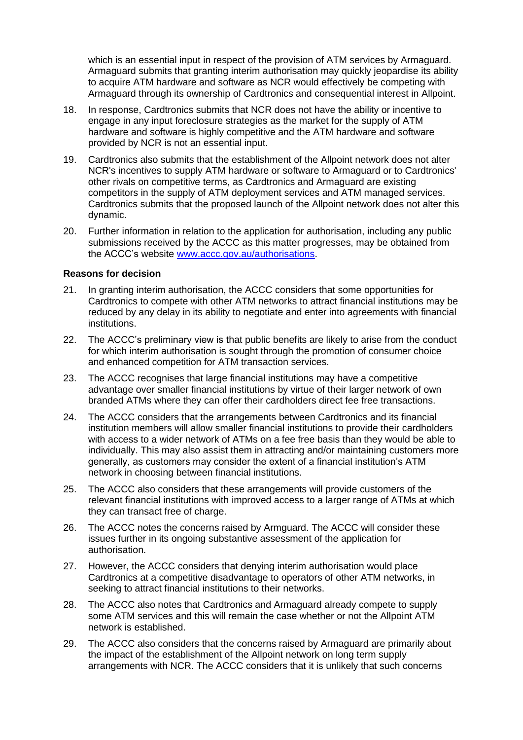which is an essential input in respect of the provision of ATM services by Armaguard. Armaguard submits that granting interim authorisation may quickly jeopardise its ability to acquire ATM hardware and software as NCR would effectively be competing with Armaguard through its ownership of Cardtronics and consequential interest in Allpoint.

18. In response, Cardtronics submits that NCR does not have the ability or incentive to engage in any input foreclosure strategies as the market for the supply of ATM hardware and software is highly competitive and the ATM hardware and software provided by NCR is not an essential input.

19. Cardtronics also submits that the establishment of the Allpoint network does not alter NCR's incentives to supply ATM hardware or software to Armaguard or to Cardtronics' other rivals on competitive terms, as Cardtronics and Armaguard are existing competitors in the supply of ATM deployment services and ATM managed services. Cardtronics submits that the proposed launch of the Allpoint network does not alter this dynamic.

20. Further information in relation to the application for authorisation, including any public submissions received by the ACCC as this matter progresses, may be obtained from the ACCC's website www.accc.gov.au/authorisations.

**Reasons for decision**

21. In granting interim authorisation, the ACCC considers that some opportunities for Cardtronics to compete with other ATM networks to attract financial institutions may be reduced by any delay in its ability to negotiate and enter into agreements with financial institutions.

22. The ACCC's preliminary view is that public benefits are likely to arise from the conduct for which interim authorisation is sought through the promotion of consumer choice and enhanced competition for ATM transaction services.

23. The ACCC recognises that large financial institutions may have a competitive advantage over smaller financial institutions by virtue of their larger network of own branded ATMs where they can offer their cardholders direct fee free transactions.

24. The ACCC considers that the arrangements between Cardtronics and its financial institution members will allow smaller financial institutions to provide their cardholders with access to a wider network of ATMs on a fee free basis than they would be able to individually. This may also assist them in attracting and/or maintaining customers more generally, as customers may consider the extent of a financial institution's ATM network in choosing between financial institutions.

25. The ACCC also considers that these arrangements will provide customers of the relevant financial institutions with improved access to a larger range of ATMs at which they can transact free of charge.

26. The ACCC notes the concerns raised by Armguard. The ACCC will consider these issues further in its ongoing substantive assessment of the application for authorisation.

27. However, the ACCC considers that denying interim authorisation would place Cardtronics at a competitive disadvantage to operators of other ATM networks, in seeking to attract financial institutions to their networks.

28. The ACCC also notes that Cardtronics and Armaguard already compete to supply some ATM services and this will remain the case whether or not the Allpoint ATM network is established.

29. The ACCC also considers that the concerns raised by Armaguard are primarily about the impact of the establishment of the Allpoint network on long term supply arrangements with NCR. The ACCC considers that it is unlikely that such concerns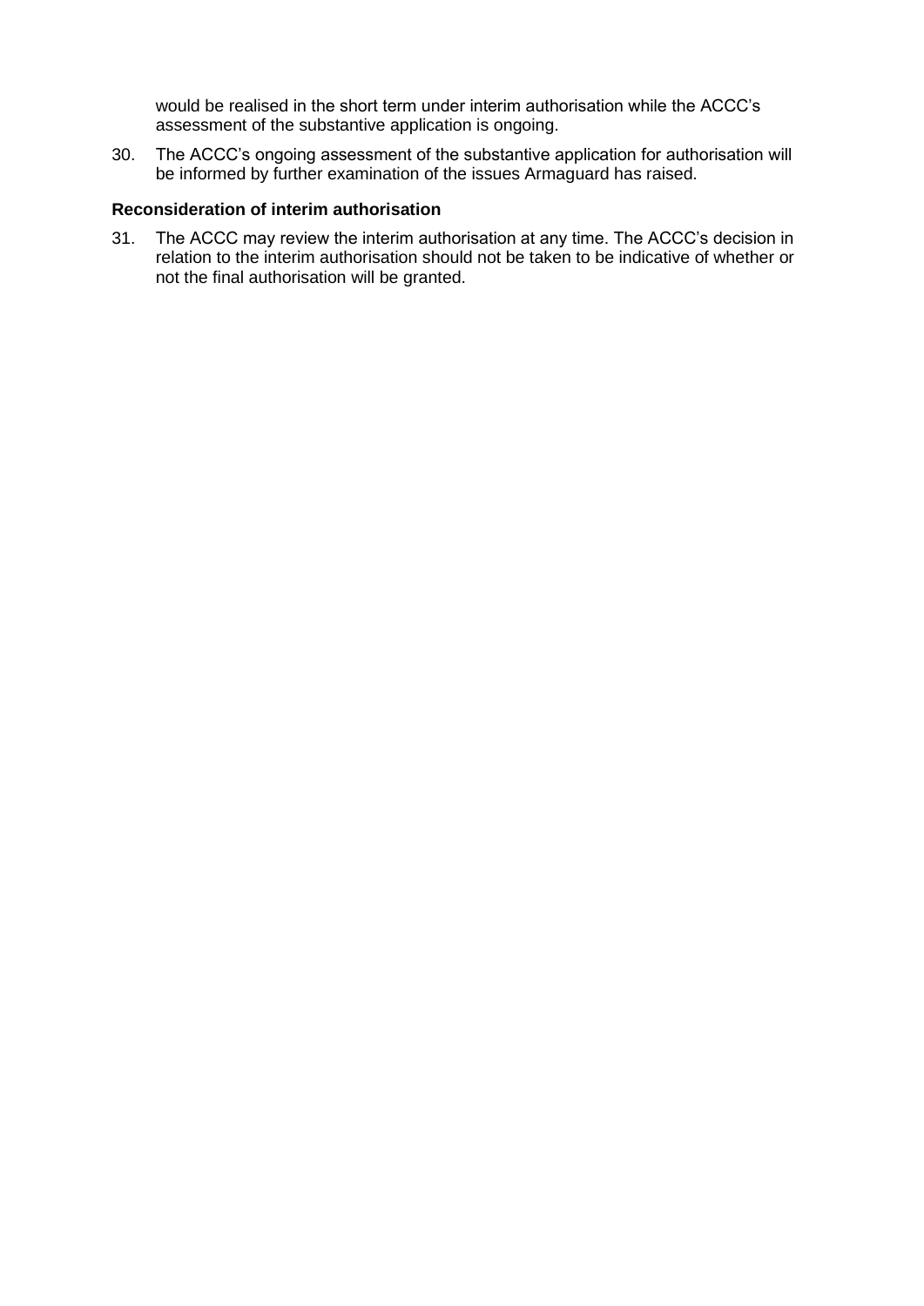would be realised in the short term under interim authorisation while the ACCC's assessment of the substantive application is ongoing.

30. The ACCC's ongoing assessment of the substantive application for authorisation will be informed by further examination of the issues Armaguard has raised.

### Reconsideration of interim authorisation

31. The ACCC may review the interim authorisation at any time. The ACCC's decision in relation to the interim authorisation should not be taken to be indicative of whether or not the final authorisation will be granted.